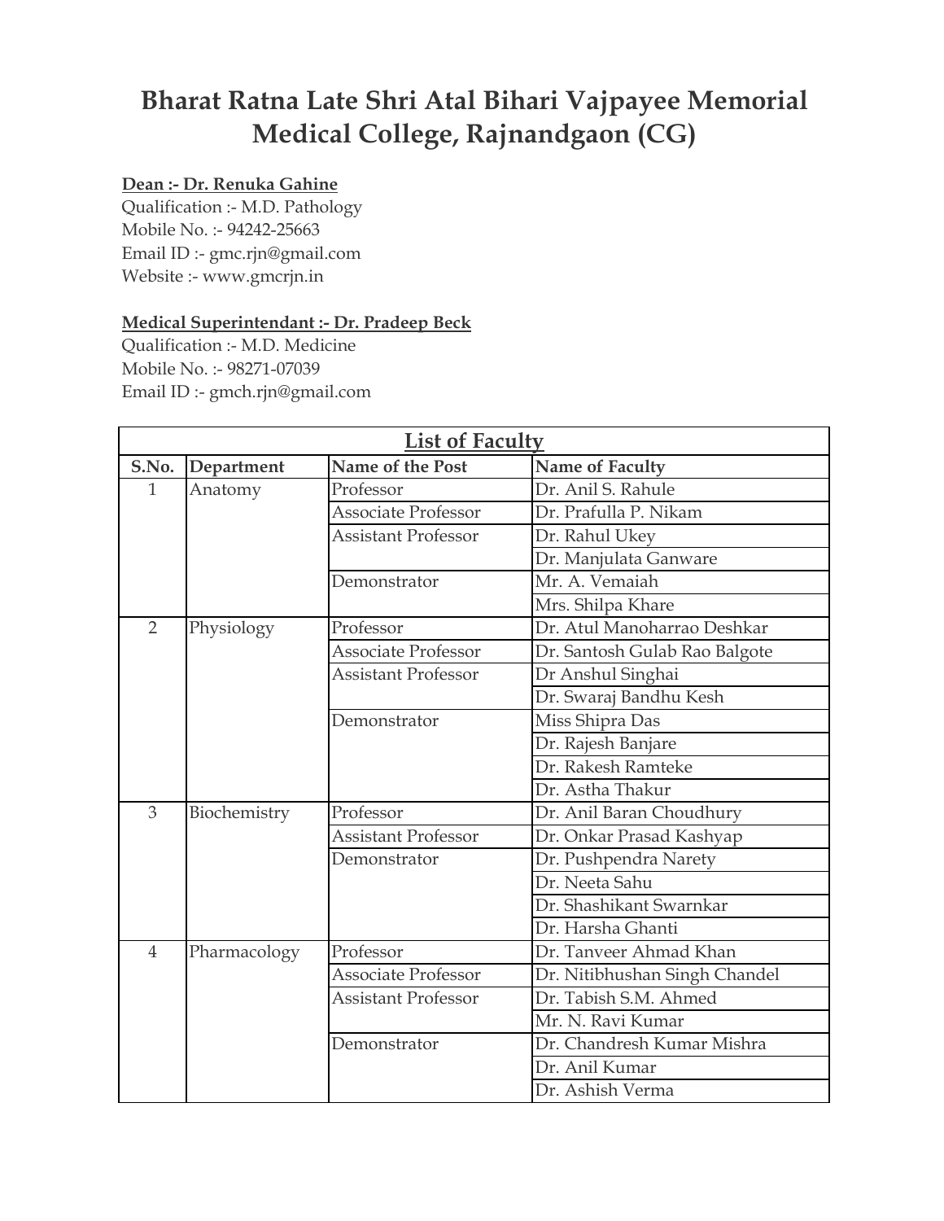# Bharat Ratna Late Shri Atal Bihari Vajpayee Memorial Medical College, Rajnandgaon (CG)

**Dean :- Dr. Renuka Gahine**

Qualification :- M.D. Pathology
Mobile No. :- 94242-25663
Email ID :- gmc.rjn@gmail.com
Website :- www.gmcrjn.in

**Medical Superintendant :- Dr. Pradeep Beck**

Qualification :- M.D. Medicine
Mobile No. :- 98271-07039
Email ID :- gmch.rjn@gmail.com

**List of Faculty**

| S.No. | Department | Name of the Post | Name of Faculty |
|---|---|---|---|
| 1 | Anatomy | Professor | Dr. Anil S. Rahule |
| | | Associate Professor | Dr. Prafulla P. Nikam |
| | | Assistant Professor | Dr. Rahul Ukey |
| | | | Dr. Manjulata Ganware |
| | | Demonstrator | Mr. A. Vemaiah |
| | | | Mrs. Shilpa Khare |
| 2 | Physiology | Professor | Dr. Atul Manoharrao Deshkar |
| | | Associate Professor | Dr. Santosh Gulab Rao Balgote |
| | | Assistant Professor | Dr Anshul Singhai |
| | | | Dr. Swaraj Bandhu Kesh |
| | | Demonstrator | Miss Shipra Das |
| | | | Dr. Rajesh Banjare |
| | | | Dr. Rakesh Ramteke |
| | | | Dr. Astha Thakur |
| 3 | Biochemistry | Professor | Dr. Anil Baran Choudhury |
| | | Assistant Professor | Dr. Onkar Prasad Kashyap |
| | | Demonstrator | Dr. Pushpendra Narety |
| | | | Dr. Neeta Sahu |
| | | | Dr. Shashikant Swarnkar |
| | | | Dr. Harsha Ghanti |
| 4 | Pharmacology | Professor | Dr. Tanveer Ahmad Khan |
| | | Associate Professor | Dr. Nitibhushan Singh Chandel |
| | | Assistant Professor | Dr. Tabish S.M. Ahmed |
| | | | Mr. N. Ravi Kumar |
| | | Demonstrator | Dr. Chandresh Kumar Mishra |
| | | | Dr. Anil Kumar |
| | | | Dr. Ashish Verma |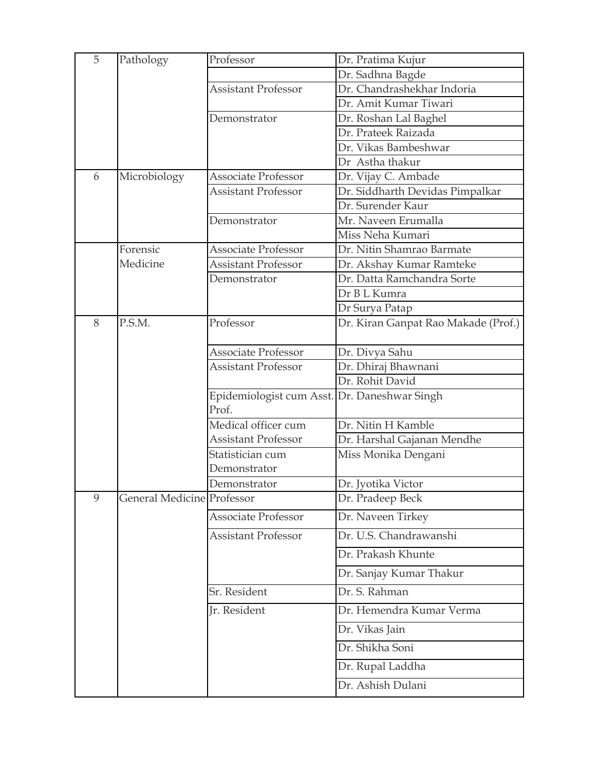| 5 | Pathology | Professor | Dr. Pratima Kujur |
|---|---|---|---|
| | | | Dr. Sadhna Bagde |
| | | Assistant Professor | Dr. Chandrashekhar Indoria |
| | | | Dr. Amit Kumar Tiwari |
| | | Demonstrator | Dr. Roshan Lal Baghel |
| | | | Dr. Prateek Raizada |
| | | | Dr. Vikas Bambeshwar |
| | | | Dr Astha thakur |
| 6 | Microbiology | Associate Professor | Dr. Vijay C. Ambade |
| | | Assistant Professor | Dr. Siddharth Devidas Pimpalkar |
| | | | Dr. Surender Kaur |
| | | Demonstrator | Mr. Naveen Erumalla |
| | | | Miss Neha Kumari |
| | Forensic Medicine | Associate Professor | Dr. Nitin Shamrao Barmate |
| | | Assistant Professor | Dr. Akshay Kumar Ramteke |
| | | Demonstrator | Dr. Datta Ramchandra Sorte |
| | | | Dr B L Kumra |
| | | | Dr Surya Patap |
| 8 | P.S.M. | Professor | Dr. Kiran Ganpat Rao Makade (Prof.) |
| | | Associate Professor | Dr. Divya Sahu |
| | | Assistant Professor | Dr. Dhiraj Bhawnani |
| | | | Dr. Rohit David |
| | | Epidemiologist cum Asst. Prof. | Dr. Daneshwar Singh |
| | | Medical officer cum Assistant Professor | Dr. Nitin H Kamble |
| | | | Dr. Harshal Gajanan Mendhe |
| | | Statistician cum Demonstrator | Miss Monika Dengani |
| | | Demonstrator | Dr. Jyotika Victor |
| 9 | General Medicine | Professor | Dr. Pradeep Beck |
| | | Associate Professor | Dr. Naveen Tirkey |
| | | Assistant Professor | Dr. U.S. Chandrawanshi |
| | | | Dr. Prakash Khunte |
| | | | Dr. Sanjay Kumar Thakur |
| | | Sr. Resident | Dr. S. Rahman |
| | | Jr. Resident | Dr. Hemendra Kumar Verma |
| | | | Dr. Vikas Jain |
| | | | Dr. Shikha Soni |
| | | | Dr. Rupal Laddha |
| | | | Dr. Ashish Dulani |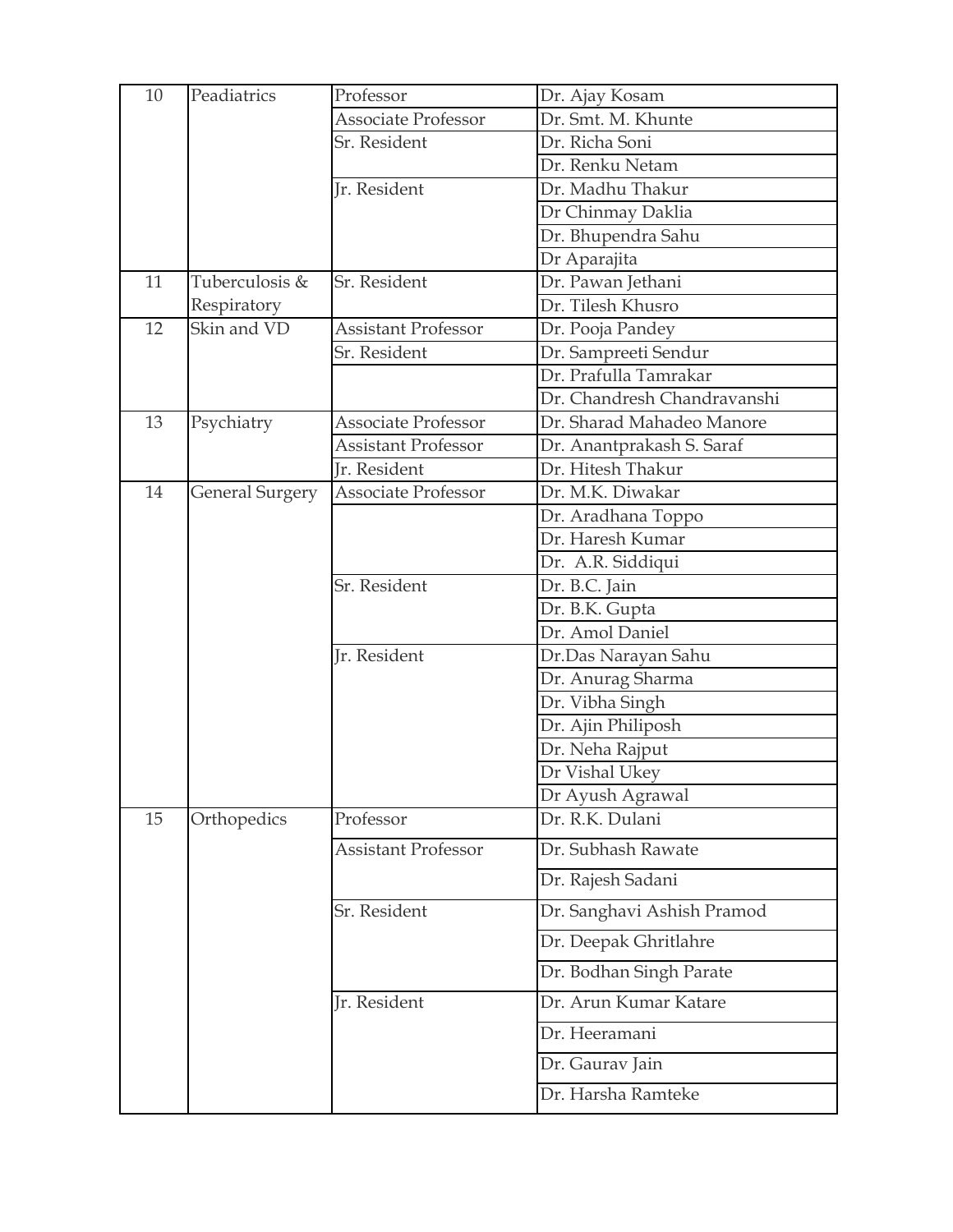| 10 | Peadiatrics | Professor | Dr. Ajay Kosam |
|---|---|---|---|
| | | Associate Professor | Dr. Smt. M. Khunte |
| | | Sr. Resident | Dr. Richa Soni |
| | | | Dr. Renku Netam |
| | | Jr. Resident | Dr. Madhu Thakur |
| | | | Dr Chinmay Daklia |
| | | | Dr. Bhupendra Sahu |
| | | | Dr Aparajita |
| 11 | Tuberculosis & Respiratory | Sr. Resident | Dr. Pawan Jethani |
| | | | Dr. Tilesh Khusro |
| 12 | Skin and VD | Assistant Professor | Dr. Pooja Pandey |
| | | Sr. Resident | Dr. Sampreeti Sendur |
| | | | Dr. Prafulla Tamrakar |
| | | | Dr. Chandresh Chandravanshi |
| 13 | Psychiatry | Associate Professor | Dr. Sharad Mahadeo Manore |
| | | Assistant Professor | Dr. Anantprakash S. Saraf |
| | | Jr. Resident | Dr. Hitesh Thakur |
| 14 | General Surgery | Associate Professor | Dr. M.K. Diwakar |
| | | | Dr. Aradhana Toppo |
| | | | Dr. Haresh Kumar |
| | | | Dr. A.R. Siddiqui |
| | | Sr. Resident | Dr. B.C. Jain |
| | | | Dr. B.K. Gupta |
| | | | Dr. Amol Daniel |
| | | Jr. Resident | Dr.Das Narayan Sahu |
| | | | Dr. Anurag Sharma |
| | | | Dr. Vibha Singh |
| | | | Dr. Ajin Philiposh |
| | | | Dr. Neha Rajput |
| | | | Dr Vishal Ukey |
| | | | Dr Ayush Agrawal |
| 15 | Orthopedics | Professor | Dr. R.K. Dulani |
| | | Assistant Professor | Dr. Subhash Rawate |
| | | | Dr. Rajesh Sadani |
| | | Sr. Resident | Dr. Sanghavi Ashish Pramod |
| | | | Dr. Deepak Ghritlahre |
| | | | Dr. Bodhan Singh Parate |
| | | Jr. Resident | Dr. Arun Kumar Katare |
| | | | Dr. Heeramani |
| | | | Dr. Gaurav Jain |
| | | | Dr. Harsha Ramteke |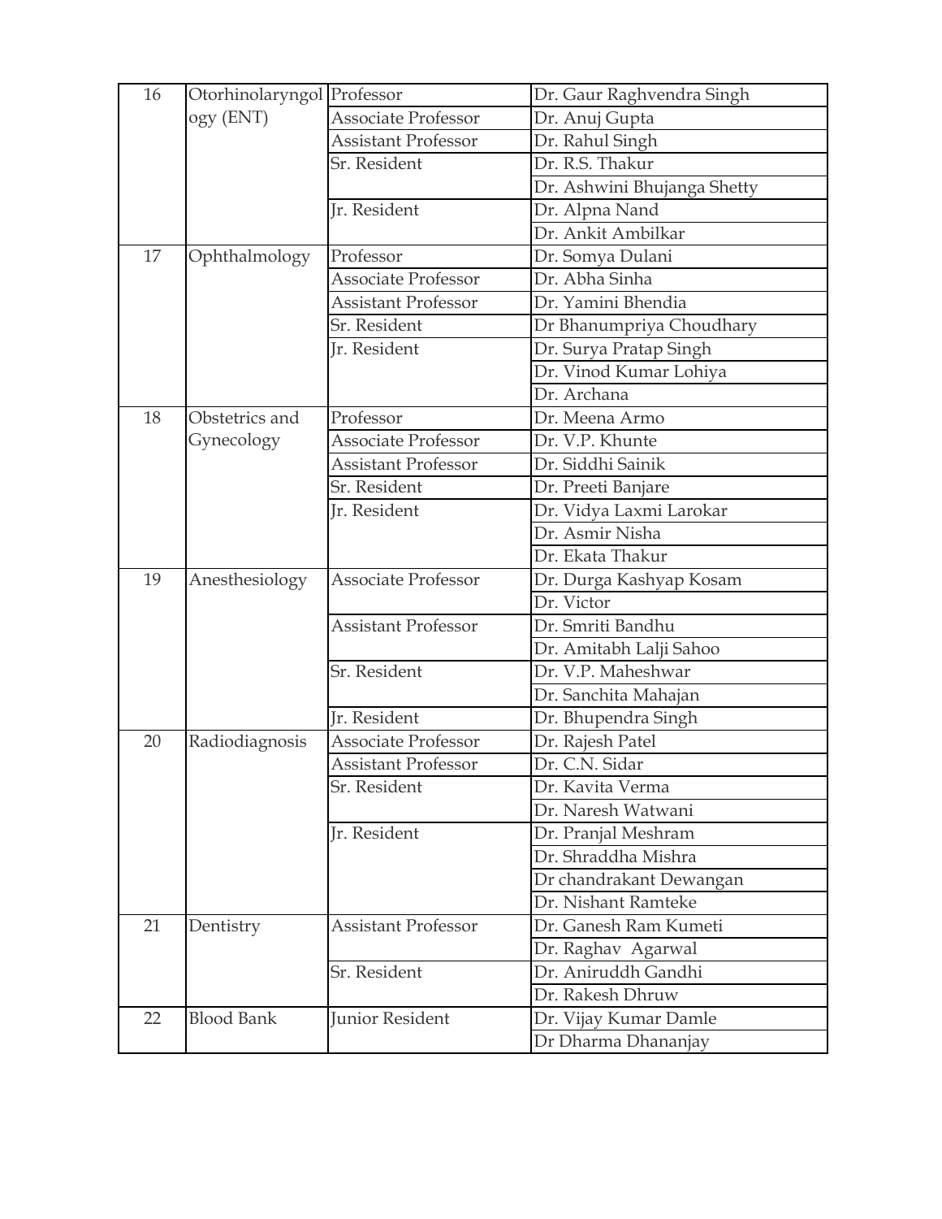| | | | |
|---|---|---|---|
| 16 | Otorhinolaryngology (ENT) | Professor | Dr. Gaur Raghvendra Singh |
| | | Associate Professor | Dr. Anuj Gupta |
| | | Assistant Professor | Dr. Rahul Singh |
| | | Sr. Resident | Dr. R.S. Thakur |
| | | | Dr. Ashwini Bhujanga Shetty |
| | | Jr. Resident | Dr. Alpna Nand |
| | | | Dr. Ankit Ambilkar |
| 17 | Ophthalmology | Professor | Dr. Somya Dulani |
| | | Associate Professor | Dr. Abha Sinha |
| | | Assistant Professor | Dr. Yamini Bhendia |
| | | Sr. Resident | Dr Bhanumpriya Choudhary |
| | | Jr. Resident | Dr. Surya Pratap Singh |
| | | | Dr. Vinod Kumar Lohiya |
| | | | Dr. Archana |
| 18 | Obstetrics and Gynecology | Professor | Dr. Meena Armo |
| | | Associate Professor | Dr. V.P. Khunte |
| | | Assistant Professor | Dr. Siddhi Sainik |
| | | Sr. Resident | Dr. Preeti Banjare |
| | | Jr. Resident | Dr. Vidya Laxmi Larokar |
| | | | Dr. Asmir Nisha |
| | | | Dr. Ekata Thakur |
| 19 | Anesthesiology | Associate Professor | Dr. Durga Kashyap Kosam |
| | | | Dr. Victor |
| | | Assistant Professor | Dr. Smriti Bandhu |
| | | | Dr. Amitabh Lalji Sahoo |
| | | Sr. Resident | Dr. V.P. Maheshwar |
| | | | Dr. Sanchita Mahajan |
| | | Jr. Resident | Dr. Bhupendra Singh |
| 20 | Radiodiagnosis | Associate Professor | Dr. Rajesh Patel |
| | | Assistant Professor | Dr. C.N. Sidar |
| | | Sr. Resident | Dr. Kavita Verma |
| | | | Dr. Naresh Watwani |
| | | Jr. Resident | Dr. Pranjal Meshram |
| | | | Dr. Shraddha Mishra |
| | | | Dr chandrakant Dewangan |
| | | | Dr. Nishant Ramteke |
| 21 | Dentistry | Assistant Professor | Dr. Ganesh Ram Kumeti |
| | | | Dr. Raghav Agarwal |
| | | Sr. Resident | Dr. Aniruddh Gandhi |
| | | | Dr. Rakesh Dhruw |
| 22 | Blood Bank | Junior Resident | Dr. Vijay Kumar Damle |
| | | | Dr Dharma Dhananjay |